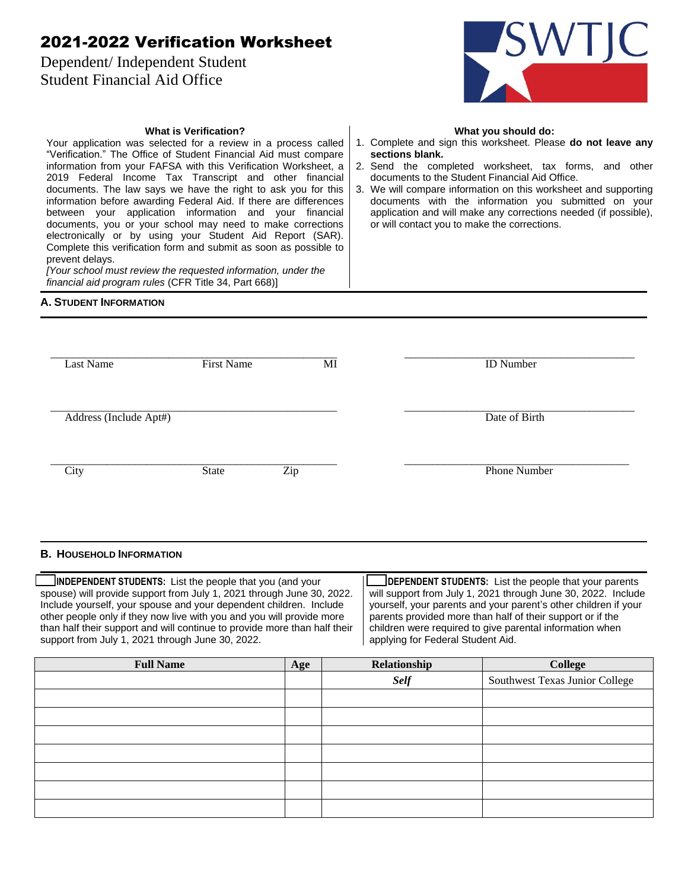# 2021-2022 Verification Worksheet

Dependent/ Independent Student
Student Financial Aid Office

SWTJC

**What is Verification?**

Your application was selected for a review in a process called "Verification." The Office of Student Financial Aid must compare information from your FAFSA with this Verification Worksheet, a 2019 Federal Income Tax Transcript and other financial documents. The law says we have the right to ask you for this information before awarding Federal Aid. If there are differences between your application information and your financial documents, you or your school may need to make corrections electronically or by using your Student Aid Report (SAR). Complete this verification form and submit as soon as possible to prevent delays.

*[Your school must review the requested information, under the financial aid program rules* (CFR Title 34, Part 668)]

**What you should do:**

1. Complete and sign this worksheet. Please **do not leave any sections blank.**
2. Send the completed worksheet, tax forms, and other documents to the Student Financial Aid Office.
3. We will compare information on this worksheet and supporting documents with the information you submitted on your application and will make any corrections needed (if possible), or will contact you to make the corrections.

## A. Student Information

Last Name ______ First Name ______ MI ______

ID Number ______

Address (Include Apt#) ______

Date of Birth ______

City ______ State ______ Zip ______

Phone Number ______

## B. Household Information

☐ **INDEPENDENT STUDENTS:** List the people that you (and your spouse) will provide support from July 1, 2021 through June 30, 2022. Include yourself, your spouse and your dependent children. Include other people only if they now live with you and you will provide more than half their support and will continue to provide more than half their support from July 1, 2021 through June 30, 2022.

☐ **DEPENDENT STUDENTS:** List the people that your parents will support from July 1, 2021 through June 30, 2022. Include yourself, your parents and your parent's other children if your parents provided more than half of their support or if the children were required to give parental information when applying for Federal Student Aid.

| Full Name | Age | Relationship | College |
|---|---|---|---|
| | | *Self* | Southwest Texas Junior College |
| | | | |
| | | | |
| | | | |
| | | | |
| | | | |
| | | | |
| | | | |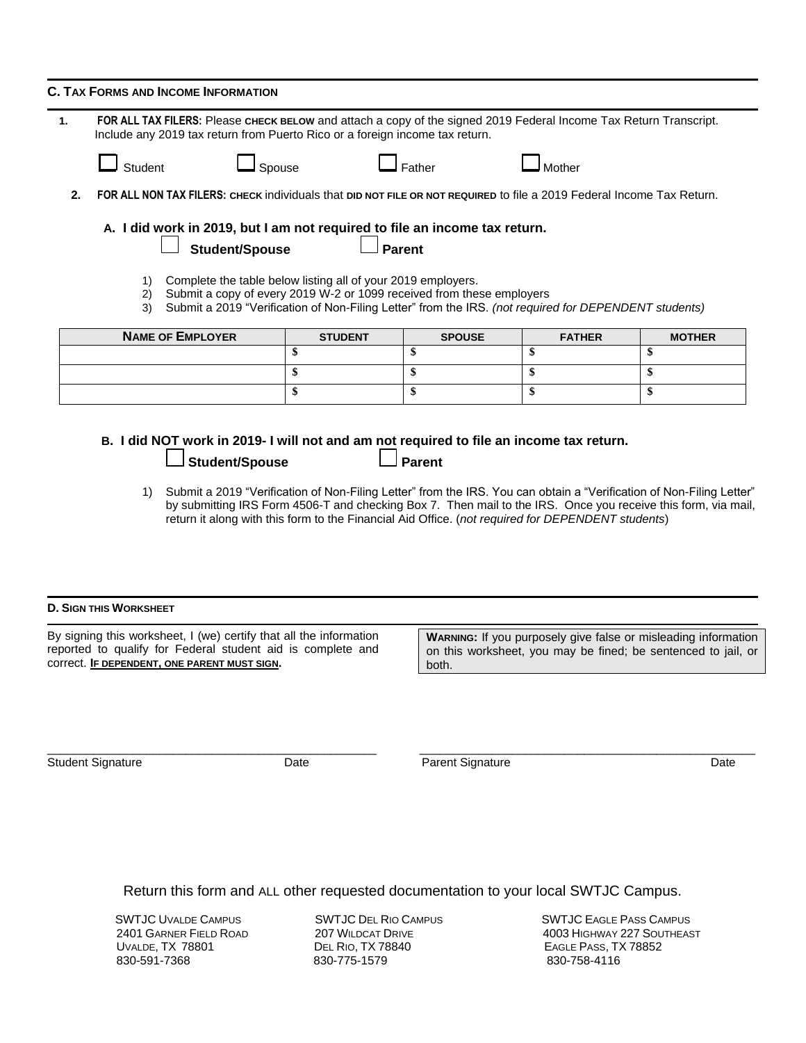## C. Tax Forms and Income Information

1. **FOR ALL TAX FILERS:** Please **CHECK BELOW** and attach a copy of the signed 2019 Federal Income Tax Return Transcript. Include any 2019 tax return from Puerto Rico or a foreign income tax return.

☐ Student ☐ Spouse ☐ Father ☐ Mother

2. **FOR ALL NON TAX FILERS: CHECK** individuals that **DID NOT FILE OR NOT REQUIRED** to file a 2019 Federal Income Tax Return.

**A. I did work in 2019, but I am not required to file an income tax return.**

☐ **Student/Spouse** ☐ **Parent**

1) Complete the table below listing all of your 2019 employers.
2) Submit a copy of every 2019 W-2 or 1099 received from these employers
3) Submit a 2019 "Verification of Non-Filing Letter" from the IRS. *(not required for DEPENDENT students)*

| NAME OF EMPLOYER | STUDENT | SPOUSE | FATHER | MOTHER |
|---|---|---|---|---|
| | $ | $ | $ | $ |
| | $ | $ | $ | $ |
| | $ | $ | $ | $ |

**B. I did NOT work in 2019- I will not and am not required to file an income tax return.**

☐ **Student/Spouse** ☐ **Parent**

1) Submit a 2019 "Verification of Non-Filing Letter" from the IRS. You can obtain a "Verification of Non-Filing Letter" by submitting IRS Form 4506-T and checking Box 7. Then mail to the IRS. Once you receive this form, via mail, return it along with this form to the Financial Aid Office. (*not required for DEPENDENT students*)

## D. Sign this Worksheet

By signing this worksheet, I (we) certify that all the information reported to qualify for Federal student aid is complete and correct. **IF DEPENDENT, ONE PARENT MUST SIGN.**

**WARNING:** If you purposely give false or misleading information on this worksheet, you may be fined; be sentenced to jail, or both.

_______________________________________ ______________________________________

Student Signature Date Parent Signature Date

Return this form and ALL other requested documentation to your local SWTJC Campus.

SWTJC Uvalde Campus
2401 Garner Field Road
Uvalde, TX 78801
830-591-7368

SWTJC Del Rio Campus
207 Wildcat Drive
Del Rio, TX 78840
830-775-1579

SWTJC Eagle Pass Campus
4003 Highway 227 Southeast
Eagle Pass, TX 78852
830-758-4116